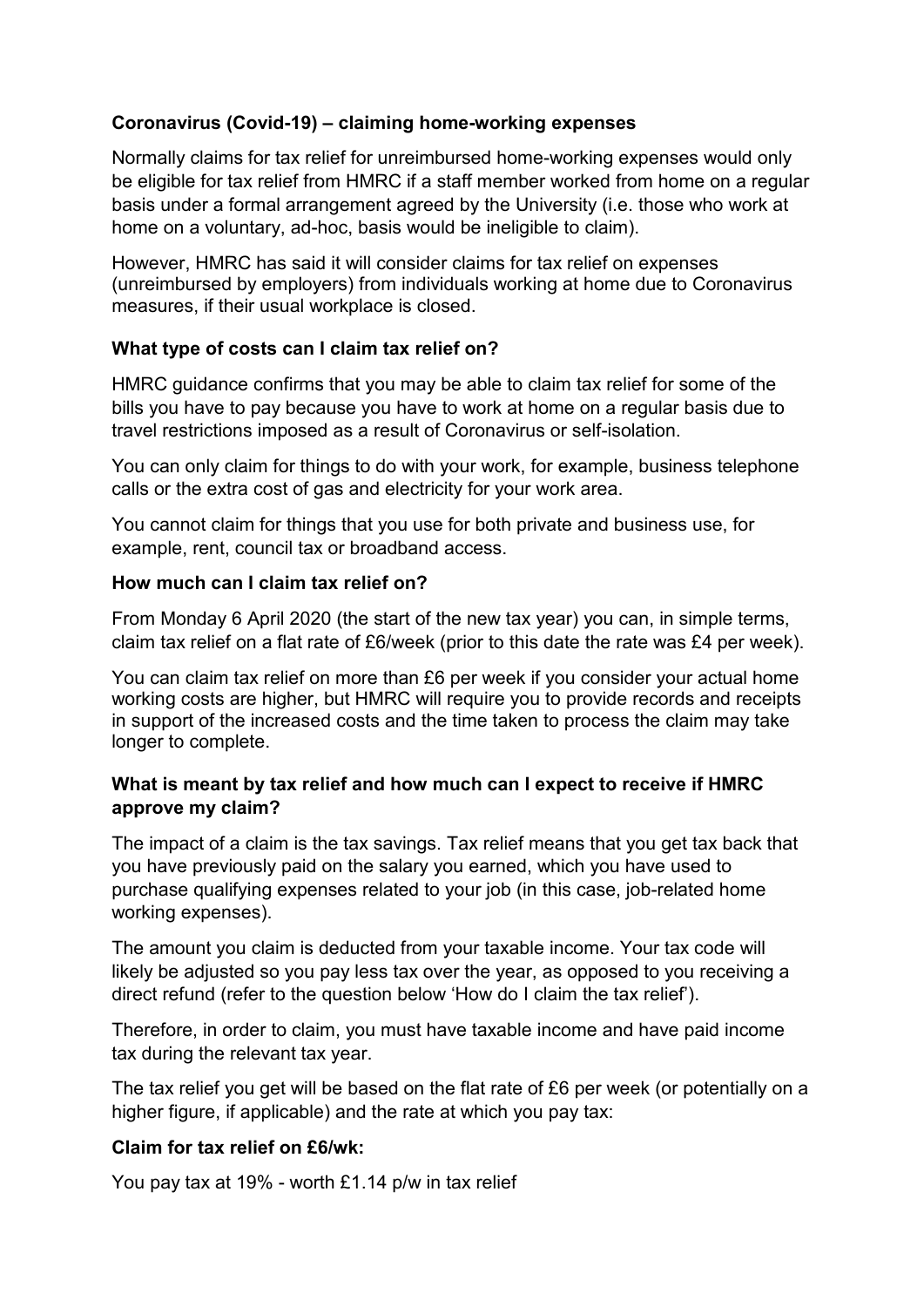## Coronavirus (Covid-19) – claiming home-working expenses

Normally claims for tax relief for unreimbursed home-working expenses would only be eligible for tax relief from HMRC if a staff member worked from home on a regular basis under a formal arrangement agreed by the University (i.e. those who work at home on a voluntary, ad-hoc, basis would be ineligible to claim).

However, HMRC has said it will consider claims for tax relief on expenses (unreimbursed by employers) from individuals working at home due to Coronavirus measures, if their usual workplace is closed.

### What type of costs can I claim tax relief on?

HMRC guidance confirms that you may be able to claim tax relief for some of the bills you have to pay because you have to work at home on a regular basis due to travel restrictions imposed as a result of Coronavirus or self-isolation.

You can only claim for things to do with your work, for example, business telephone calls or the extra cost of gas and electricity for your work area.

You cannot claim for things that you use for both private and business use, for example, rent, council tax or broadband access.

### How much can I claim tax relief on?

From Monday 6 April 2020 (the start of the new tax year) you can, in simple terms, claim tax relief on a flat rate of £6/week (prior to this date the rate was £4 per week).

You can claim tax relief on more than £6 per week if you consider your actual home working costs are higher, but HMRC will require you to provide records and receipts in support of the increased costs and the time taken to process the claim may take longer to complete.

### What is meant by tax relief and how much can I expect to receive if HMRC approve my claim?

The impact of a claim is the tax savings. Tax relief means that you get tax back that you have previously paid on the salary you earned, which you have used to purchase qualifying expenses related to your job (in this case, job-related home working expenses).

The amount you claim is deducted from your taxable income. Your tax code will likely be adjusted so you pay less tax over the year, as opposed to you receiving a direct refund (refer to the question below 'How do I claim the tax relief').

Therefore, in order to claim, you must have taxable income and have paid income tax during the relevant tax year.

The tax relief you get will be based on the flat rate of £6 per week (or potentially on a higher figure, if applicable) and the rate at which you pay tax:

### Claim for tax relief on £6/wk:

You pay tax at 19% - worth £1.14 p/w in tax relief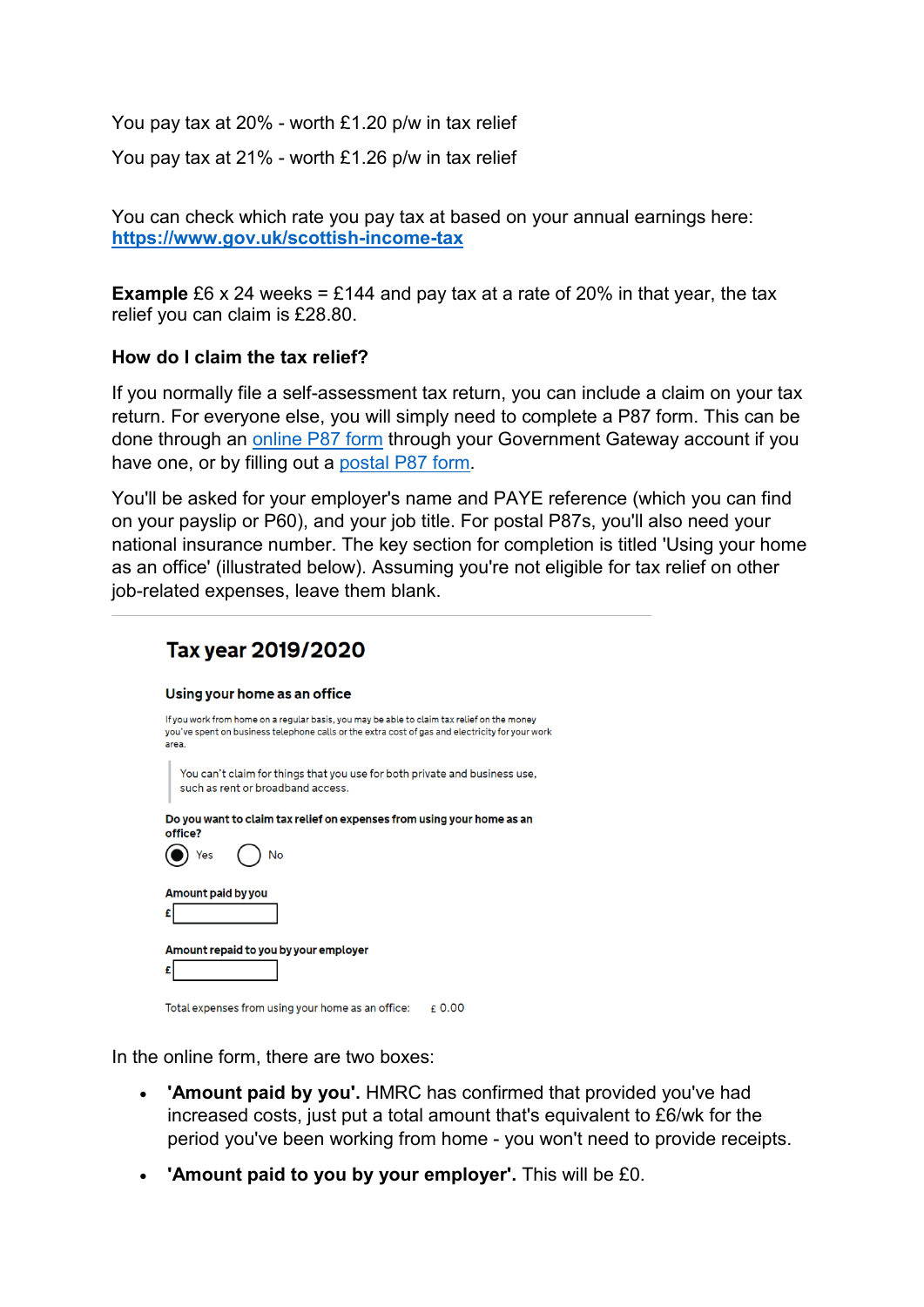You pay tax at 20% - worth £1.20 p/w in tax relief

You pay tax at 21% - worth £1.26 p/w in tax relief

You can check which rate you pay tax at based on your annual earnings here: **https://www.gov.uk/scottish-income-tax**

**Example** £6 x 24 weeks = £144 and pay tax at a rate of 20% in that year, the tax relief you can claim is £28.80.

### How do I claim the tax relief?

If you normally file a self-assessment tax return, you can include a claim on your tax return. For everyone else, you will simply need to complete a P87 form. This can be done through an online P87 form through your Government Gateway account if you have one, or by filling out a postal P87 form.

You'll be asked for your employer's name and PAYE reference (which you can find on your payslip or P60), and your job title. For postal P87s, you'll also need your national insurance number. The key section for completion is titled 'Using your home as an office' (illustrated below). Assuming you're not eligible for tax relief on other job-related expenses, leave them blank.

---

## Tax year 2019/2020

**Using your home as an office**

If you work from home on a regular basis, you may be able to claim tax relief on the money you've spent on business telephone calls or the extra cost of gas and electricity for your work area.

> You can't claim for things that you use for both private and business use, such as rent or broadband access.

**Do you want to claim tax relief on expenses from using your home as an office?**

(•) Yes ( ) No

**Amount paid by you**

£

**Amount repaid to you by your employer**

£

Total expenses from using your home as an office: £ 0.00

In the online form, there are two boxes:

- **'Amount paid by you'.** HMRC has confirmed that provided you've had increased costs, just put a total amount that's equivalent to £6/wk for the period you've been working from home - you won't need to provide receipts.
- **'Amount paid to you by your employer'.** This will be £0.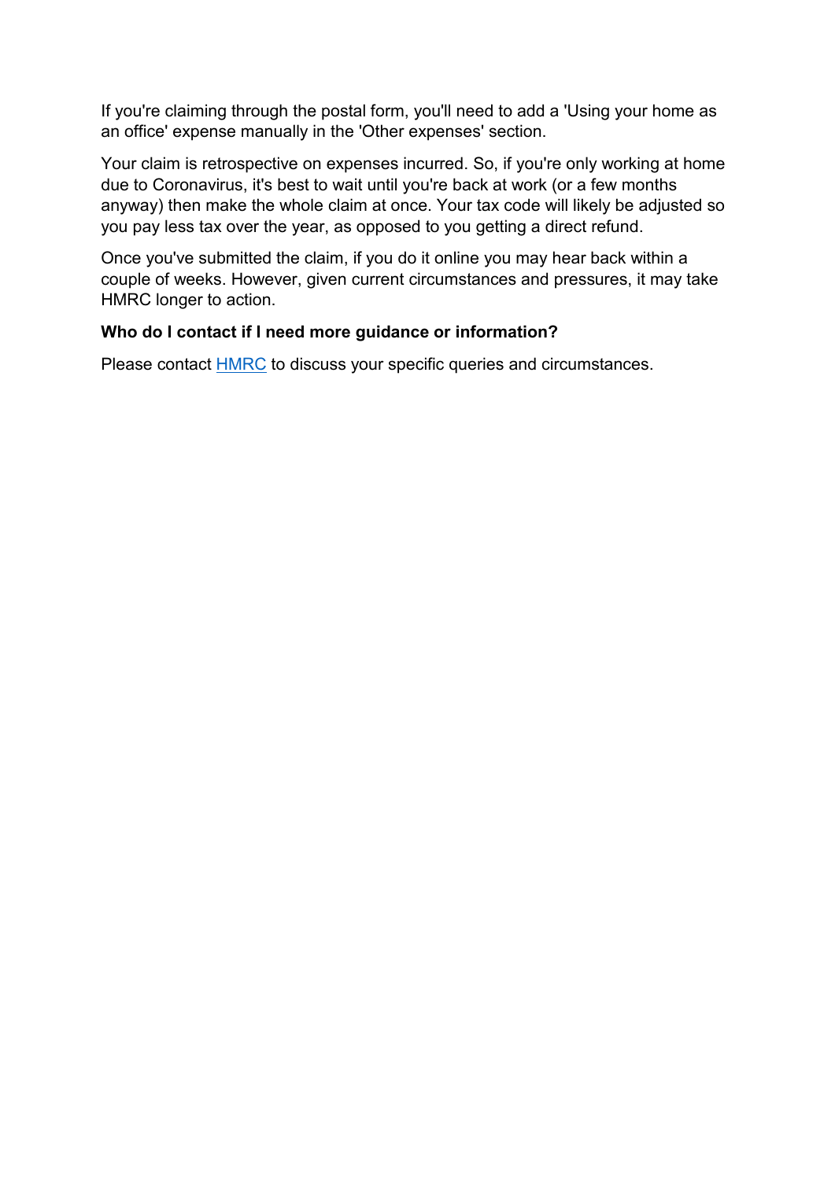If you're claiming through the postal form, you'll need to add a 'Using your home as an office' expense manually in the 'Other expenses' section.

Your claim is retrospective on expenses incurred. So, if you're only working at home due to Coronavirus, it's best to wait until you're back at work (or a few months anyway) then make the whole claim at once. Your tax code will likely be adjusted so you pay less tax over the year, as opposed to you getting a direct refund.

Once you've submitted the claim, if you do it online you may hear back within a couple of weeks. However, given current circumstances and pressures, it may take HMRC longer to action.

**Who do I contact if I need more guidance or information?**

Please contact HMRC to discuss your specific queries and circumstances.